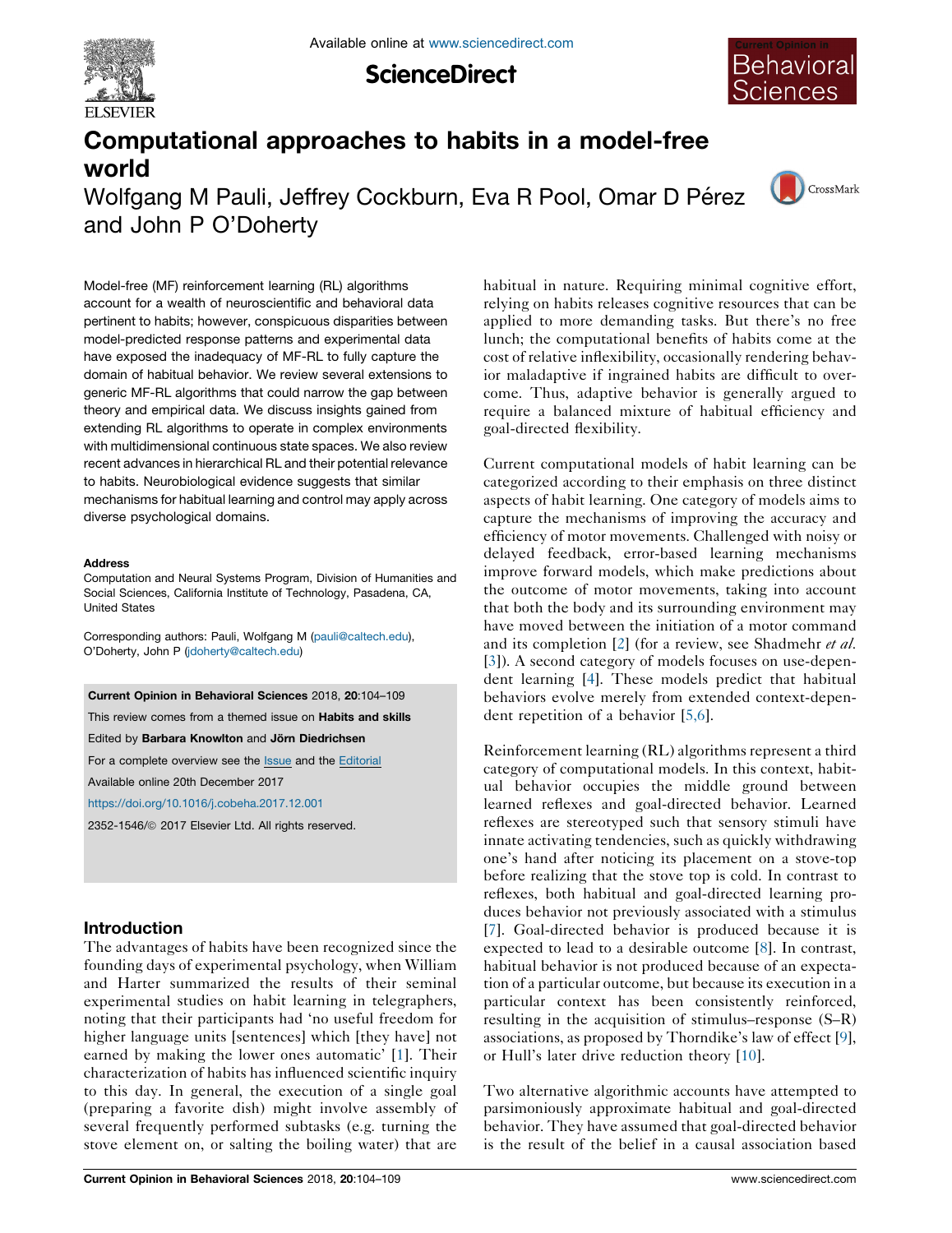# Computational approaches to habits in a model-free world

Wolfgang M Pauli, Jeffrey Cockburn, Eva R Pool, Omar D Pérez and John P O'Doherty

Model-free (MF) reinforcement learning (RL) algorithms account for a wealth of neuroscientific and behavioral data pertinent to habits; however, conspicuous disparities between model-predicted response patterns and experimental data have exposed the inadequacy of MF-RL to fully capture the domain of habitual behavior. We review several extensions to generic MF-RL algorithms that could narrow the gap between theory and empirical data. We discuss insights gained from extending RL algorithms to operate in complex environments with multidimensional continuous state spaces. We also review recent advances in hierarchical RL and their potential relevance to habits. Neurobiological evidence suggests that similar mechanisms for habitual learning and control may apply across diverse psychological domains.

**Address**

Computation and Neural Systems Program, Division of Humanities and Social Sciences, California Institute of Technology, Pasadena, CA, United States

Corresponding authors: Pauli, Wolfgang M (pauli@caltech.edu), O'Doherty, John P (jdoherty@caltech.edu)

**Current Opinion in Behavioral Sciences** 2018, **20**:104–109

This review comes from a themed issue on **Habits and skills**

Edited by **Barbara Knowlton** and **Jörn Diedrichsen**

For a complete overview see the Issue and the Editorial

Available online 20th December 2017

https://doi.org/10.1016/j.cobeha.2017.12.001

2352-1546/© 2017 Elsevier Ltd. All rights reserved.

## Introduction

The advantages of habits have been recognized since the founding days of experimental psychology, when William and Harter summarized the results of their seminal experimental studies on habit learning in telegraphers, noting that their participants had 'no useful freedom for higher language units [sentences] which [they have] not earned by making the lower ones automatic' [1]. Their characterization of habits has influenced scientific inquiry to this day. In general, the execution of a single goal (preparing a favorite dish) might involve assembly of several frequently performed subtasks (e.g. turning the stove element on, or salting the boiling water) that are habitual in nature. Requiring minimal cognitive effort, relying on habits releases cognitive resources that can be applied to more demanding tasks. But there's no free lunch; the computational benefits of habits come at the cost of relative inflexibility, occasionally rendering behavior maladaptive if ingrained habits are difficult to overcome. Thus, adaptive behavior is generally argued to require a balanced mixture of habitual efficiency and goal-directed flexibility.

Current computational models of habit learning can be categorized according to their emphasis on three distinct aspects of habit learning. One category of models aims to capture the mechanisms of improving the accuracy and efficiency of motor movements. Challenged with noisy or delayed feedback, error-based learning mechanisms improve forward models, which make predictions about the outcome of motor movements, taking into account that both the body and its surrounding environment may have moved between the initiation of a motor command and its completion [2] (for a review, see Shadmehr *et al.* [3]). A second category of models focuses on use-dependent learning [4]. These models predict that habitual behaviors evolve merely from extended context-dependent repetition of a behavior [5,6].

Reinforcement learning (RL) algorithms represent a third category of computational models. In this context, habitual behavior occupies the middle ground between learned reflexes and goal-directed behavior. Learned reflexes are stereotyped such that sensory stimuli have innate activating tendencies, such as quickly withdrawing one's hand after noticing its placement on a stove-top before realizing that the stove top is cold. In contrast to reflexes, both habitual and goal-directed learning produces behavior not previously associated with a stimulus [7]. Goal-directed behavior is produced because it is expected to lead to a desirable outcome [8]. In contrast, habitual behavior is not produced because of an expectation of a particular outcome, but because its execution in a particular context has been consistently reinforced, resulting in the acquisition of stimulus–response (S–R) associations, as proposed by Thorndike's law of effect [9], or Hull's later drive reduction theory [10].

Two alternative algorithmic accounts have attempted to parsimoniously approximate habitual and goal-directed behavior. They have assumed that goal-directed behavior is the result of the belief in a causal association based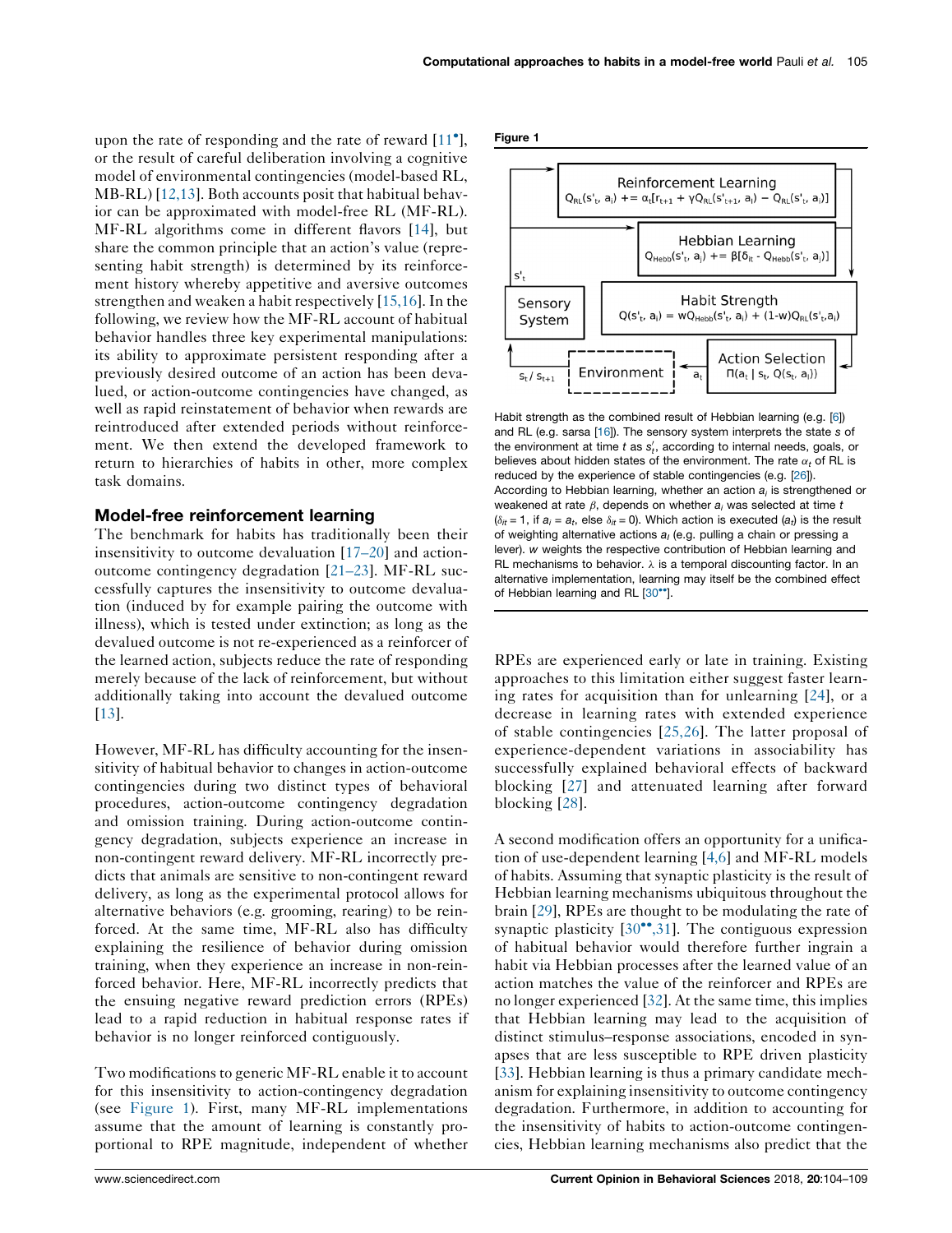upon the rate of responding and the rate of reward [11•], or the result of careful deliberation involving a cognitive model of environmental contingencies (model-based RL, MB-RL) [12,13]. Both accounts posit that habitual behavior can be approximated with model-free RL (MF-RL). MF-RL algorithms come in different flavors [14], but share the common principle that an action's value (representing habit strength) is determined by its reinforcement history whereby appetitive and aversive outcomes strengthen and weaken a habit respectively [15,16]. In the following, we review how the MF-RL account of habitual behavior handles three key experimental manipulations: its ability to approximate persistent responding after a previously desired outcome of an action has been devalued, or action-outcome contingencies have changed, as well as rapid reinstatement of behavior when rewards are reintroduced after extended periods without reinforcement. We then extend the developed framework to return to hierarchies of habits in other, more complex task domains.

## Model-free reinforcement learning

The benchmark for habits has traditionally been their insensitivity to outcome devaluation [17–20] and action-outcome contingency degradation [21–23]. MF-RL successfully captures the insensitivity to outcome devaluation (induced by for example pairing the outcome with illness), which is tested under extinction; as long as the devalued outcome is not re-experienced as a reinforcer of the learned action, subjects reduce the rate of responding merely because of the lack of reinforcement, but without additionally taking into account the devalued outcome [13].

However, MF-RL has difficulty accounting for the insensitivity of habitual behavior to changes in action-outcome contingencies during two distinct types of behavioral procedures, action-outcome contingency degradation and omission training. During action-outcome contingency degradation, subjects experience an increase in non-contingent reward delivery. MF-RL incorrectly predicts that animals are sensitive to non-contingent reward delivery, as long as the experimental protocol allows for alternative behaviors (e.g. grooming, rearing) to be reinforced. At the same time, MF-RL also has difficulty explaining the resilience of behavior during omission training, when they experience an increase in non-reinforced behavior. Here, MF-RL incorrectly predicts that the ensuing negative reward prediction errors (RPEs) lead to a rapid reduction in habitual response rates if behavior is no longer reinforced contiguously.

Two modifications to generic MF-RL enable it to account for this insensitivity to action-contingency degradation (see Figure 1). First, many MF-RL implementations assume that the amount of learning is constantly proportional to RPE magnitude, independent of whether RPEs are experienced early or late in training. Existing approaches to this limitation either suggest faster learning rates for acquisition than for unlearning [24], or a decrease in learning rates with extended experience of stable contingencies [25,26]. The latter proposal of experience-dependent variations in associability has successfully explained behavioral effects of backward blocking [27] and attenuated learning after forward blocking [28].

A second modification offers an opportunity for a unification of use-dependent learning [4,6] and MF-RL models of habits. Assuming that synaptic plasticity is the result of Hebbian learning mechanisms ubiquitous throughout the brain [29], RPEs are thought to be modulating the rate of synaptic plasticity [30••,31]. The contiguous expression of habitual behavior would therefore further ingrain a habit via Hebbian processes after the learned value of an action matches the value of the reinforcer and RPEs are no longer experienced [32]. At the same time, this implies that Hebbian learning may lead to the acquisition of distinct stimulus–response associations, encoded in synapses that are less susceptible to RPE driven plasticity [33]. Hebbian learning is thus a primary candidate mechanism for explaining insensitivity to outcome contingency degradation. Furthermore, in addition to accounting for the insensitivity of habits to action-outcome contingencies, Hebbian learning mechanisms also predict that the

**Figure 1**

Reinforcement Learning
$Q_{RL}(s'_t, a_i) \mathrel{+}= \alpha_t[r_{t+1} + \gamma Q_{RL}(s'_{t+1}, a_i) - Q_{RL}(s'_t, a_i)]$

Hebbian Learning
$Q_{Hebb}(s'_t, a_i) \mathrel{+}= \beta[\delta_{it} - Q_{Hebb}(s'_t, a_i)]$

Sensory System

Habit Strength
$Q(s'_t, a_i) = wQ_{Hebb}(s'_t, a_i) + (1-w)Q_{RL}(s'_t, a_i)$

Environment

Action Selection
$\Pi(a_t \mid s_t, Q(s_t, a_i))$

$s'_t$

$s_t / s_{t+1}$

$a_t$

Habit strength as the combined result of Hebbian learning (e.g. [6]) and RL (e.g. sarsa [16]). The sensory system interprets the state $s$ of the environment at time $t$ as $s'_t$, according to internal needs, goals, or believes about hidden states of the environment. The rate $\alpha_t$ of RL is reduced by the experience of stable contingencies (e.g. [26]). According to Hebbian learning, whether an action $a_i$ is strengthened or weakened at rate $\beta$, depends on whether $a_i$ was selected at time $t$ ($\delta_{it} = 1$, if $a_i = a_t$, else $\delta_{it} = 0$). Which action is executed ($a_t$) is the result of weighting alternative actions $a_i$ (e.g. pulling a chain or pressing a lever). $w$ weights the respective contribution of Hebbian learning and RL mechanisms to behavior. $\lambda$ is a temporal discounting factor. In an alternative implementation, learning may itself be the combined effect of Hebbian learning and RL [30••].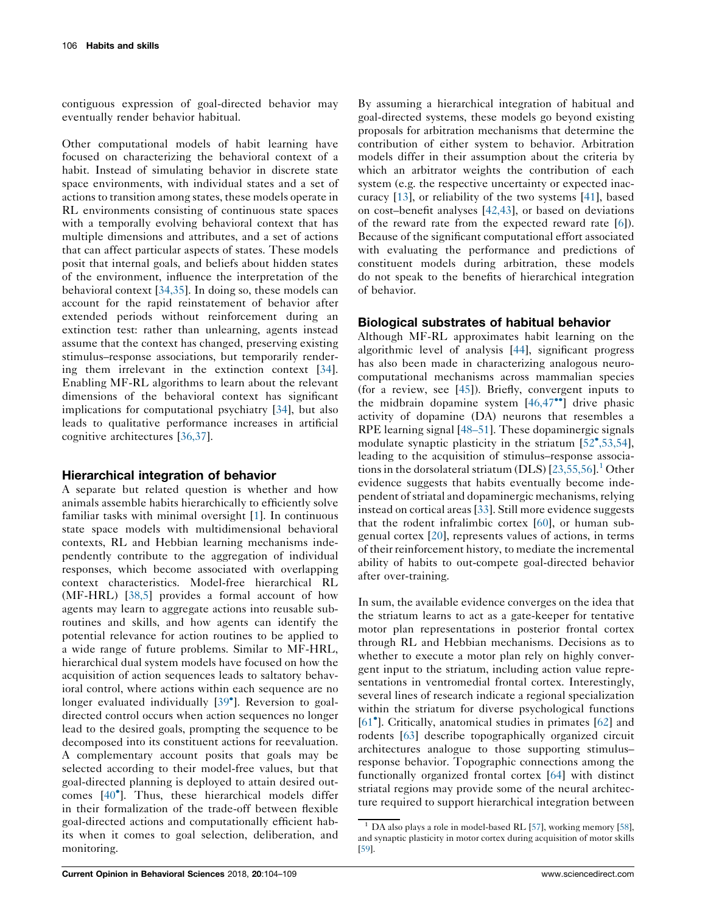contiguous expression of goal-directed behavior may eventually render behavior habitual.

Other computational models of habit learning have focused on characterizing the behavioral context of a habit. Instead of simulating behavior in discrete state space environments, with individual states and a set of actions to transition among states, these models operate in RL environments consisting of continuous state spaces with a temporally evolving behavioral context that has multiple dimensions and attributes, and a set of actions that can affect particular aspects of states. These models posit that internal goals, and beliefs about hidden states of the environment, influence the interpretation of the behavioral context [34,35]. In doing so, these models can account for the rapid reinstatement of behavior after extended periods without reinforcement during an extinction test: rather than unlearning, agents instead assume that the context has changed, preserving existing stimulus–response associations, but temporarily rendering them irrelevant in the extinction context [34]. Enabling MF-RL algorithms to learn about the relevant dimensions of the behavioral context has significant implications for computational psychiatry [34], but also leads to qualitative performance increases in artificial cognitive architectures [36,37].

## Hierarchical integration of behavior

A separate but related question is whether and how animals assemble habits hierarchically to efficiently solve familiar tasks with minimal oversight [1]. In continuous state space models with multidimensional behavioral contexts, RL and Hebbian learning mechanisms independently contribute to the aggregation of individual responses, which become associated with overlapping context characteristics. Model-free hierarchical RL (MF-HRL) [38,5] provides a formal account of how agents may learn to aggregate actions into reusable subroutines and skills, and how agents can identify the potential relevance for action routines to be applied to a wide range of future problems. Similar to MF-HRL, hierarchical dual system models have focused on how the acquisition of action sequences leads to saltatory behavioral control, where actions within each sequence are no longer evaluated individually [39•]. Reversion to goal-directed control occurs when action sequences no longer lead to the desired goals, prompting the sequence to be decomposed into its constituent actions for reevaluation. A complementary account posits that goals may be selected according to their model-free values, but that goal-directed planning is deployed to attain desired outcomes [40•]. Thus, these hierarchical models differ in their formalization of the trade-off between flexible goal-directed actions and computationally efficient habits when it comes to goal selection, deliberation, and monitoring.

By assuming a hierarchical integration of habitual and goal-directed systems, these models go beyond existing proposals for arbitration mechanisms that determine the contribution of either system to behavior. Arbitration models differ in their assumption about the criteria by which an arbitrator weights the contribution of each system (e.g. the respective uncertainty or expected inaccuracy [13], or reliability of the two systems [41], based on cost–benefit analyses [42,43], or based on deviations of the reward rate from the expected reward rate [6]). Because of the significant computational effort associated with evaluating the performance and predictions of constituent models during arbitration, these models do not speak to the benefits of hierarchical integration of behavior.

## Biological substrates of habitual behavior

Although MF-RL approximates habit learning on the algorithmic level of analysis [44], significant progress has also been made in characterizing analogous neurocomputational mechanisms across mammalian species (for a review, see [45]). Briefly, convergent inputs to the midbrain dopamine system [46,47••] drive phasic activity of dopamine (DA) neurons that resembles a RPE learning signal [48–51]. These dopaminergic signals modulate synaptic plasticity in the striatum [52•,53,54], leading to the acquisition of stimulus–response associations in the dorsolateral striatum (DLS) [23,55,56].[1] Other evidence suggests that habits eventually become independent of striatal and dopaminergic mechanisms, relying instead on cortical areas [33]. Still more evidence suggests that the rodent infralimbic cortex [60], or human subgenual cortex [20], represents values of actions, in terms of their reinforcement history, to mediate the incremental ability of habits to out-compete goal-directed behavior after over-training.

In sum, the available evidence converges on the idea that the striatum learns to act as a gate-keeper for tentative motor plan representations in posterior frontal cortex through RL and Hebbian mechanisms. Decisions as to whether to execute a motor plan rely on highly convergent input to the striatum, including action value representations in ventromedial frontal cortex. Interestingly, several lines of research indicate a regional specialization within the striatum for diverse psychological functions [61•]. Critically, anatomical studies in primates [62] and rodents [63] describe topographically organized circuit architectures analogue to those supporting stimulus–response behavior. Topographic connections among the functionally organized frontal cortex [64] with distinct striatal regions may provide some of the neural architecture required to support hierarchical integration between

[1] DA also plays a role in model-based RL [57], working memory [58], and synaptic plasticity in motor cortex during acquisition of motor skills [59].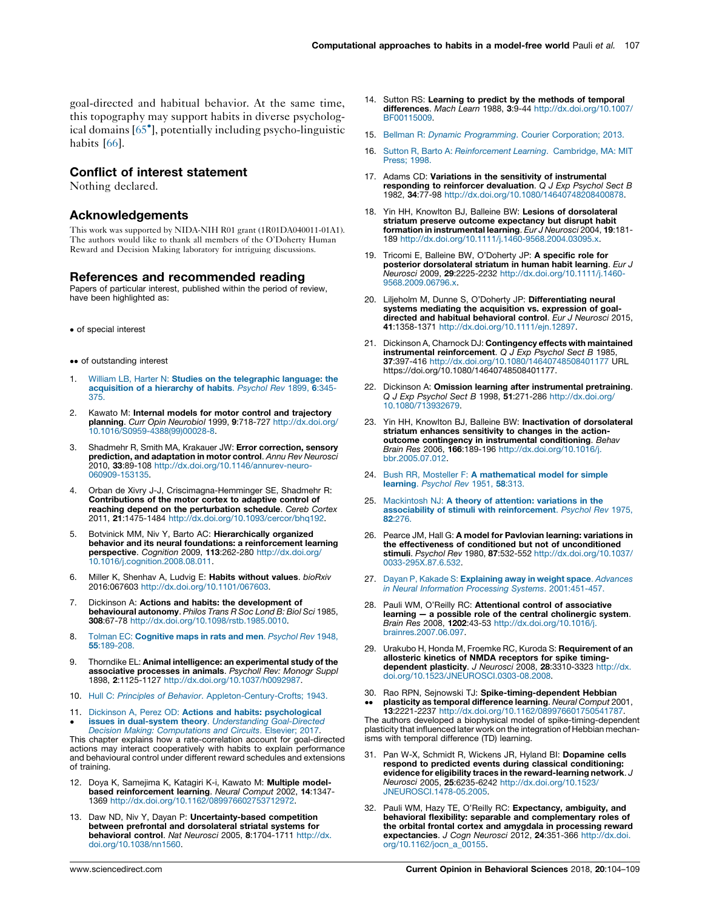goal-directed and habitual behavior. At the same time, this topography may support habits in diverse psychological domains [65•], potentially including psycho-linguistic habits [66].

## Conflict of interest statement

Nothing declared.

## Acknowledgements

This work was supported by NIDA-NIH R01 grant (1R01DA040011-01A1). The authors would like to thank all members of the O'Doherty Human Reward and Decision Making laboratory for intriguing discussions.

## References and recommended reading

Papers of particular interest, published within the period of review, have been highlighted as:

• of special interest

•• of outstanding interest

1. William LB, Harter N: **Studies on the telegraphic language: the acquisition of a hierarchy of habits**. *Psychol Rev* 1899, **6**:345-375.

2. Kawato M: **Internal models for motor control and trajectory planning**. *Curr Opin Neurobiol* 1999, **9**:718-727 http://dx.doi.org/10.1016/S0959-4388(99)00028-8.

3. Shadmehr R, Smith MA, Krakauer JW: **Error correction, sensory prediction, and adaptation in motor control**. *Annu Rev Neurosci* 2010, **33**:89-108 http://dx.doi.org/10.1146/annurev-neuro-060909-153135.

4. Orban de Xivry J-J, Criscimagna-Hemminger SE, Shadmehr R: **Contributions of the motor cortex to adaptive control of reaching depend on the perturbation schedule**. *Cereb Cortex* 2011, **21**:1475-1484 http://dx.doi.org/10.1093/cercor/bhq192.

5. Botvinick MM, Niv Y, Barto AC: **Hierarchically organized behavior and its neural foundations: a reinforcement learning perspective**. *Cognition* 2009, **113**:262-280 http://dx.doi.org/10.1016/j.cognition.2008.08.011.

6. Miller K, Shenhav A, Ludvig E: **Habits without values**. *bioRxiv* 2016:067603 http://dx.doi.org/10.1101/067603.

7. Dickinson A: **Actions and habits: the development of behavioural autonomy**. *Philos Trans R Soc Lond B: Biol Sci* 1985, **308**:67-78 http://dx.doi.org/10.1098/rstb.1985.0010.

8. Tolman EC: **Cognitive maps in rats and men**. *Psychol Rev* 1948, **55**:189-208.

9. Thorndike EL: **Animal intelligence: an experimental study of the associative processes in animals**. *Psycholl Rev: Monogr Suppl* 1898, **2**:1125-1127 http://dx.doi.org/10.1037/h0092987.

10. Hull C: *Principles of Behavior*. Appleton-Century-Crofts; 1943.

11. • Dickinson A, Perez OD: **Actions and habits: psychological issues in dual-system theory**. *Understanding Goal-Directed Decision Making: Computations and Circuits*. Elsevier; 2017.

This chapter explains how a rate-correlation account for goal-directed actions may interact cooperatively with habits to explain performance and behavioural control under different reward schedules and extensions of training.

12. Doya K, Samejima K, Katagiri K-i, Kawato M: **Multiple model-based reinforcement learning**. *Neural Comput* 2002, **14**:1347-1369 http://dx.doi.org/10.1162/089976602753712972.

13. Daw ND, Niv Y, Dayan P: **Uncertainty-based competition between prefrontal and dorsolateral striatal systems for behavioral control**. *Nat Neurosci* 2005, **8**:1704-1711 http://dx.doi.org/10.1038/nn1560.

14. Sutton RS: **Learning to predict by the methods of temporal differences**. *Mach Learn* 1988, **3**:9-44 http://dx.doi.org/10.1007/BF00115009.

15. Bellman R: *Dynamic Programming*. Courier Corporation; 2013.

16. Sutton R, Barto A: *Reinforcement Learning*. Cambridge, MA: MIT Press; 1998.

17. Adams CD: **Variations in the sensitivity of instrumental responding to reinforcer devaluation**. *Q J Exp Psychol Sect B* 1982, **34**:77-98 http://dx.doi.org/10.1080/14640748208400878.

18. Yin HH, Knowlton BJ, Balleine BW: **Lesions of dorsolateral striatum preserve outcome expectancy but disrupt habit formation in instrumental learning**. *Eur J Neurosci* 2004, **19**:181-189 http://dx.doi.org/10.1111/j.1460-9568.2004.03095.x.

19. Tricomi E, Balleine BW, O'Doherty JP: **A specific role for posterior dorsolateral striatum in human habit learning**. *Eur J Neurosci* 2009, **29**:2225-2232 http://dx.doi.org/10.1111/j.1460-9568.2009.06796.x.

20. Liljeholm M, Dunne S, O'Doherty JP: **Differentiating neural systems mediating the acquisition vs. expression of goal-directed and habitual behavioral control**. *Eur J Neurosci* 2015, **41**:1358-1371 http://dx.doi.org/10.1111/ejn.12897.

21. Dickinson A, Charnock DJ: **Contingency effects with maintained instrumental reinforcement**. *Q J Exp Psychol Sect B* 1985, **37**:397-416 http://dx.doi.org/10.1080/14640748508401177 URL https://doi.org/10.1080/14640748508401177.

22. Dickinson A: **Omission learning after instrumental pretraining**. *Q J Exp Psychol Sect B* 1998, **51**:271-286 http://dx.doi.org/10.1080/713932679.

23. Yin HH, Knowlton BJ, Balleine BW: **Inactivation of dorsolateral striatum enhances sensitivity to changes in the action-outcome contingency in instrumental conditioning**. *Behav Brain Res* 2006, **166**:189-196 http://dx.doi.org/10.1016/j.bbr.2005.07.012.

24. Bush RR, Mosteller F: **A mathematical model for simple learning**. *Psychol Rev* 1951, **58**:313.

25. Mackintosh NJ: **A theory of attention: variations in the associability of stimuli with reinforcement**. *Psychol Rev* 1975, **82**:276.

26. Pearce JM, Hall G: **A model for Pavlovian learning: variations in the effectiveness of conditioned but not of unconditioned stimuli**. *Psychol Rev* 1980, **87**:532-552 http://dx.doi.org/10.1037/0033-295X.87.6.532.

27. Dayan P, Kakade S: **Explaining away in weight space**. *Advances in Neural Information Processing Systems*. 2001:451-457.

28. Pauli WM, O'Reilly RC: **Attentional control of associative learning — a possible role of the central cholinergic system**. *Brain Res* 2008, **1202**:43-53 http://dx.doi.org/10.1016/j.brainres.2007.06.097.

29. Urakubo H, Honda M, Froemke RC, Kuroda S: **Requirement of an allosteric kinetics of NMDA receptors for spike timing-dependent plasticity**. *J Neurosci* 2008, **28**:3310-3323 http://dx.doi.org/10.1523/JNEUROSCI.0303-08.2008.

30. •• Rao RPN, Sejnowski TJ: **Spike-timing-dependent Hebbian plasticity as temporal difference learning**. *Neural Comput* 2001, **13**:2221-2237 http://dx.doi.org/10.1162/089976601750541787.

The authors developed a biophysical model of spike-timing-dependent plasticity that influenced later work on the integration of Hebbian mechanisms with temporal difference (TD) learning.

31. Pan W-X, Schmidt R, Wickens JR, Hyland BI: **Dopamine cells respond to predicted events during classical conditioning: evidence for eligibility traces in the reward-learning network**. *J Neurosci* 2005, **25**:6235-6242 http://dx.doi.org/10.1523/JNEUROSCI.1478-05.2005.

32. Pauli WM, Hazy TE, O'Reilly RC: **Expectancy, ambiguity, and behavioral flexibility: separable and complementary roles of the orbital frontal cortex and amygdala in processing reward expectancies**. *J Cogn Neurosci* 2012, **24**:351-366 http://dx.doi.org/10.1162/jocn_a_00155.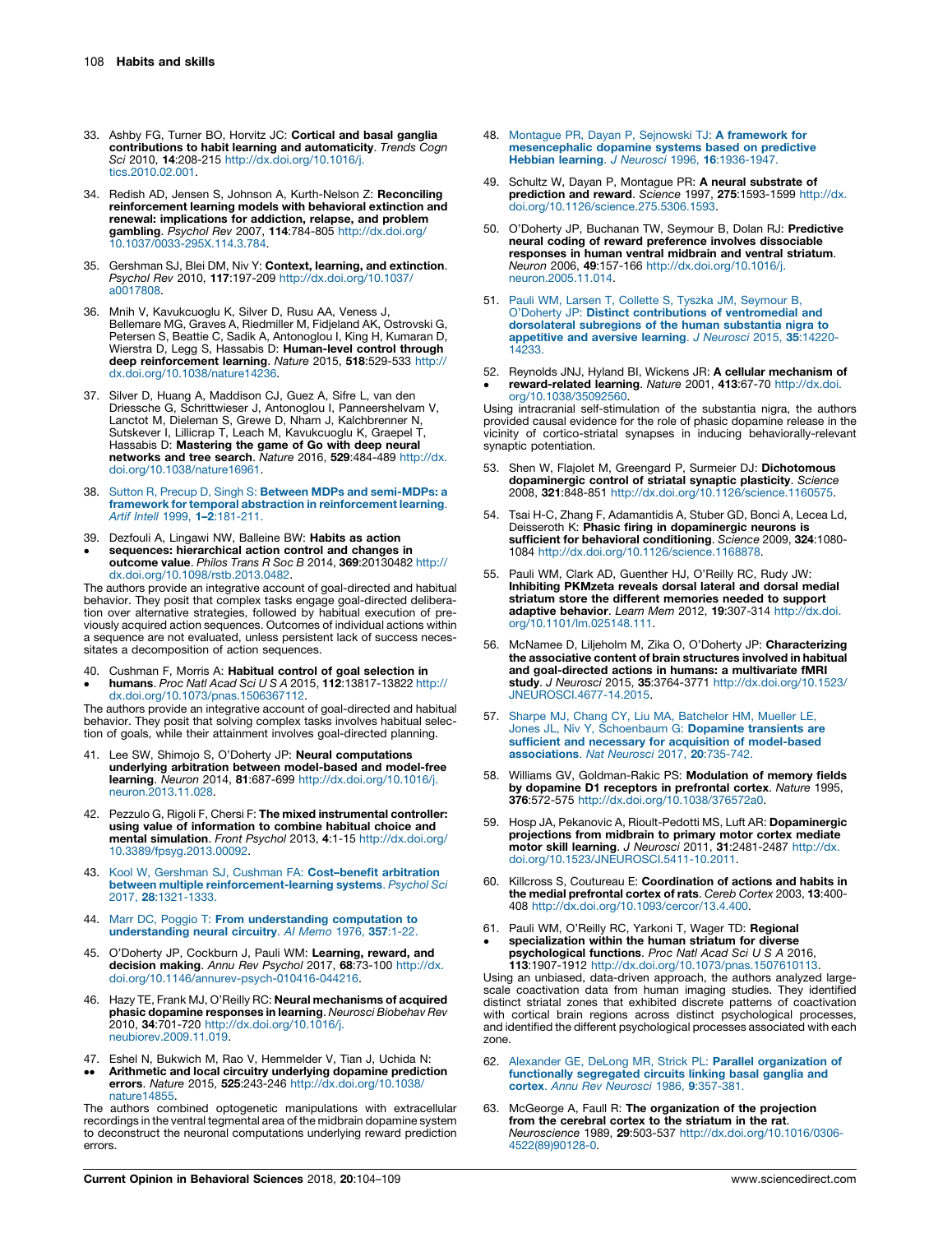33. Ashby FG, Turner BO, Horvitz JC: **Cortical and basal ganglia contributions to habit learning and automaticity**. *Trends Cogn Sci* 2010, **14**:208-215 http://dx.doi.org/10.1016/j.tics.2010.02.001.

34. Redish AD, Jensen S, Johnson A, Kurth-Nelson Z: **Reconciling reinforcement learning models with behavioral extinction and renewal: implications for addiction, relapse, and problem gambling**. *Psychol Rev* 2007, **114**:784-805 http://dx.doi.org/10.1037/0033-295X.114.3.784.

35. Gershman SJ, Blei DM, Niv Y: **Context, learning, and extinction**. *Psychol Rev* 2010, **117**:197-209 http://dx.doi.org/10.1037/a0017808.

36. Mnih V, Kavukcuoglu K, Silver D, Rusu AA, Veness J, Bellemare MG, Graves A, Riedmiller M, Fidjeland AK, Ostrovski G, Petersen S, Beattie C, Sadik A, Antonoglou I, King H, Kumaran D, Wierstra D, Legg S, Hassabis D: **Human-level control through deep reinforcement learning**. *Nature* 2015, **518**:529-533 http://dx.doi.org/10.1038/nature14236.

37. Silver D, Huang A, Maddison CJ, Guez A, Sifre L, van den Driessche G, Schrittwieser J, Antonoglou I, Panneershelvam V, Lanctot M, Dieleman S, Grewe D, Nham J, Kalchbrenner N, Sutskever I, Lillicrap T, Leach M, Kavukcuoglu K, Graepel T, Hassabis D: **Mastering the game of Go with deep neural networks and tree search**. *Nature* 2016, **529**:484-489 http://dx.doi.org/10.1038/nature16961.

38. Sutton R, Precup D, Singh S: **Between MDPs and semi-MDPs: a framework for temporal abstraction in reinforcement learning**. *Artif Intell* 1999, **1–2**:181-211.

39. • Dezfouli A, Lingawi NW, Balleine BW: **Habits as action sequences: hierarchical action control and changes in outcome value**. *Philos Trans R Soc B* 2014, **369**:20130482 http://dx.doi.org/10.1098/rstb.2013.0482.
The authors provide an integrative account of goal-directed and habitual behavior. They posit that complex tasks engage goal-directed deliberation over alternative strategies, followed by habitual execution of previously acquired action sequences. Outcomes of individual actions within a sequence are not evaluated, unless persistent lack of success necessitates a decomposition of action sequences.

40. • Cushman F, Morris A: **Habitual control of goal selection in humans**. *Proc Natl Acad Sci U S A* 2015, **112**:13817-13822 http://dx.doi.org/10.1073/pnas.1506367112.
The authors provide an integrative account of goal-directed and habitual behavior. They posit that solving complex tasks involves habitual selection of goals, while their attainment involves goal-directed planning.

41. Lee SW, Shimojo S, O'Doherty JP: **Neural computations underlying arbitration between model-based and model-free learning**. *Neuron* 2014, **81**:687-699 http://dx.doi.org/10.1016/j.neuron.2013.11.028.

42. Pezzulo G, Rigoli F, Chersi F: **The mixed instrumental controller: using value of information to combine habitual choice and mental simulation**. *Front Psychol* 2013, **4**:1-15 http://dx.doi.org/10.3389/fpsyg.2013.00092.

43. Kool W, Gershman SJ, Cushman FA: **Cost–benefit arbitration between multiple reinforcement-learning systems**. *Psychol Sci* 2017, **28**:1321-1333.

44. Marr DC, Poggio T: **From understanding computation to understanding neural circuitry**. *AI Memo* 1976, **357**:1-22.

45. O'Doherty JP, Cockburn J, Pauli WM: **Learning, reward, and decision making**. *Annu Rev Psychol* 2017, **68**:73-100 http://dx.doi.org/10.1146/annurev-psych-010416-044216.

46. Hazy TE, Frank MJ, O'Reilly RC: **Neural mechanisms of acquired phasic dopamine responses in learning**. *Neurosci Biobehav Rev* 2010, **34**:701-720 http://dx.doi.org/10.1016/j.neubiorev.2009.11.019.

47. •• Eshel N, Bukwich M, Rao V, Hemmelder V, Tian J, Uchida N: **Arithmetic and local circuitry underlying dopamine prediction errors**. *Nature* 2015, **525**:243-246 http://dx.doi.org/10.1038/nature14855.
The authors combined optogenetic manipulations with extracellular recordings in the ventral tegmental area of the midbrain dopamine system to deconstruct the neuronal computations underlying reward prediction errors.

48. Montague PR, Dayan P, Sejnowski TJ: **A framework for mesencephalic dopamine systems based on predictive Hebbian learning**. *J Neurosci* 1996, **16**:1936-1947.

49. Schultz W, Dayan P, Montague PR: **A neural substrate of prediction and reward**. *Science* 1997, **275**:1593-1599 http://dx.doi.org/10.1126/science.275.5306.1593.

50. O'Doherty JP, Buchanan TW, Seymour B, Dolan RJ: **Predictive neural coding of reward preference involves dissociable responses in human ventral midbrain and ventral striatum**. *Neuron* 2006, **49**:157-166 http://dx.doi.org/10.1016/j.neuron.2005.11.014.

51. Pauli WM, Larsen T, Collette S, Tyszka JM, Seymour B, O'Doherty JP: **Distinct contributions of ventromedial and dorsolateral subregions of the human substantia nigra to appetitive and aversive learning**. *J Neurosci* 2015, **35**:14220-14233.

52. • Reynolds JNJ, Hyland BI, Wickens JR: **A cellular mechanism of reward-related learning**. *Nature* 2001, **413**:67-70 http://dx.doi.org/10.1038/35092560.
Using intracranial self-stimulation of the substantia nigra, the authors provided causal evidence for the role of phasic dopamine release in the vicinity of cortico-striatal synapses in inducing behaviorally-relevant synaptic potentiation.

53. Shen W, Flajolet M, Greengard P, Surmeier DJ: **Dichotomous dopaminergic control of striatal synaptic plasticity**. *Science* 2008, **321**:848-851 http://dx.doi.org/10.1126/science.1160575.

54. Tsai H-C, Zhang F, Adamantidis A, Stuber GD, Bonci A, Lecea Ld, Deisseroth K: **Phasic firing in dopaminergic neurons is sufficient for behavioral conditioning**. *Science* 2009, **324**:1080-1084 http://dx.doi.org/10.1126/science.1168878.

55. Pauli WM, Clark AD, Guenther HJ, O'Reilly RC, Rudy JW: **Inhibiting PKMzeta reveals dorsal lateral and dorsal medial striatum store the different memories needed to support adaptive behavior**. *Learn Mem* 2012, **19**:307-314 http://dx.doi.org/10.1101/lm.025148.111.

56. McNamee D, Liljeholm M, Zika O, O'Doherty JP: **Characterizing the associative content of brain structures involved in habitual and goal-directed actions in humans: a multivariate fMRI study**. *J Neurosci* 2015, **35**:3764-3771 http://dx.doi.org/10.1523/JNEUROSCI.4677-14.2015.

57. Sharpe MJ, Chang CY, Liu MA, Batchelor HM, Mueller LE, Jones JL, Niv Y, Schoenbaum G: **Dopamine transients are sufficient and necessary for acquisition of model-based associations**. *Nat Neurosci* 2017, **20**:735-742.

58. Williams GV, Goldman-Rakic PS: **Modulation of memory fields by dopamine D1 receptors in prefrontal cortex**. *Nature* 1995, **376**:572-575 http://dx.doi.org/10.1038/376572a0.

59. Hosp JA, Pekanovic A, Rioult-Pedotti MS, Luft AR: **Dopaminergic projections from midbrain to primary motor cortex mediate motor skill learning**. *J Neurosci* 2011, **31**:2481-2487 http://dx.doi.org/10.1523/JNEUROSCI.5411-10.2011.

60. Killcross S, Coutureau E: **Coordination of actions and habits in the medial prefrontal cortex of rats**. *Cereb Cortex* 2003, **13**:400-408 http://dx.doi.org/10.1093/cercor/13.4.400.

61. • Pauli WM, O'Reilly RC, Yarkoni T, Wager TD: **Regional specialization within the human striatum for diverse psychological functions**. *Proc Natl Acad Sci U S A* 2016, **113**:1907-1912 http://dx.doi.org/10.1073/pnas.1507610113.
Using an unbiased, data-driven approach, the authors analyzed large-scale coactivation data from human imaging studies. They identified distinct striatal zones that exhibited discrete patterns of coactivation with cortical brain regions across distinct psychological processes, and identified the different psychological processes associated with each zone.

62. Alexander GE, DeLong MR, Strick PL: **Parallel organization of functionally segregated circuits linking basal ganglia and cortex**. *Annu Rev Neurosci* 1986, **9**:357-381.

63. McGeorge A, Faull R: **The organization of the projection from the cerebral cortex to the striatum in the rat**. *Neuroscience* 1989, **29**:503-537 http://dx.doi.org/10.1016/0306-4522(89)90128-0.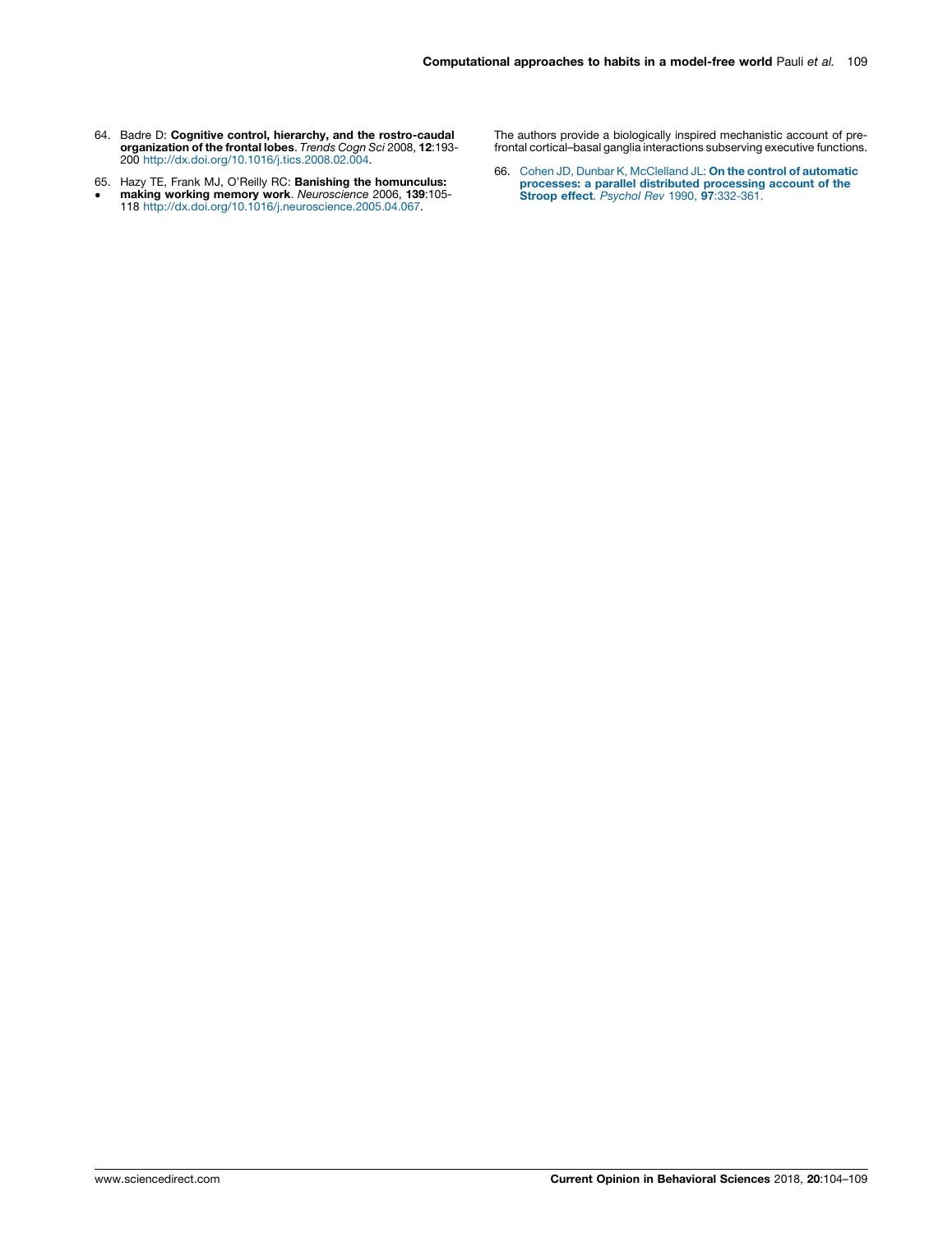64. Badre D: **Cognitive control, hierarchy, and the rostro-caudal organization of the frontal lobes**. *Trends Cogn Sci* 2008, **12**:193-200 http://dx.doi.org/10.1016/j.tics.2008.02.004.

65. • Hazy TE, Frank MJ, O'Reilly RC: **Banishing the homunculus: making working memory work**. *Neuroscience* 2006, **139**:105-118 http://dx.doi.org/10.1016/j.neuroscience.2005.04.067.

The authors provide a biologically inspired mechanistic account of prefrontal cortical–basal ganglia interactions subserving executive functions.

66. Cohen JD, Dunbar K, McClelland JL: **On the control of automatic processes: a parallel distributed processing account of the Stroop effect**. *Psychol Rev* 1990, **97**:332-361.